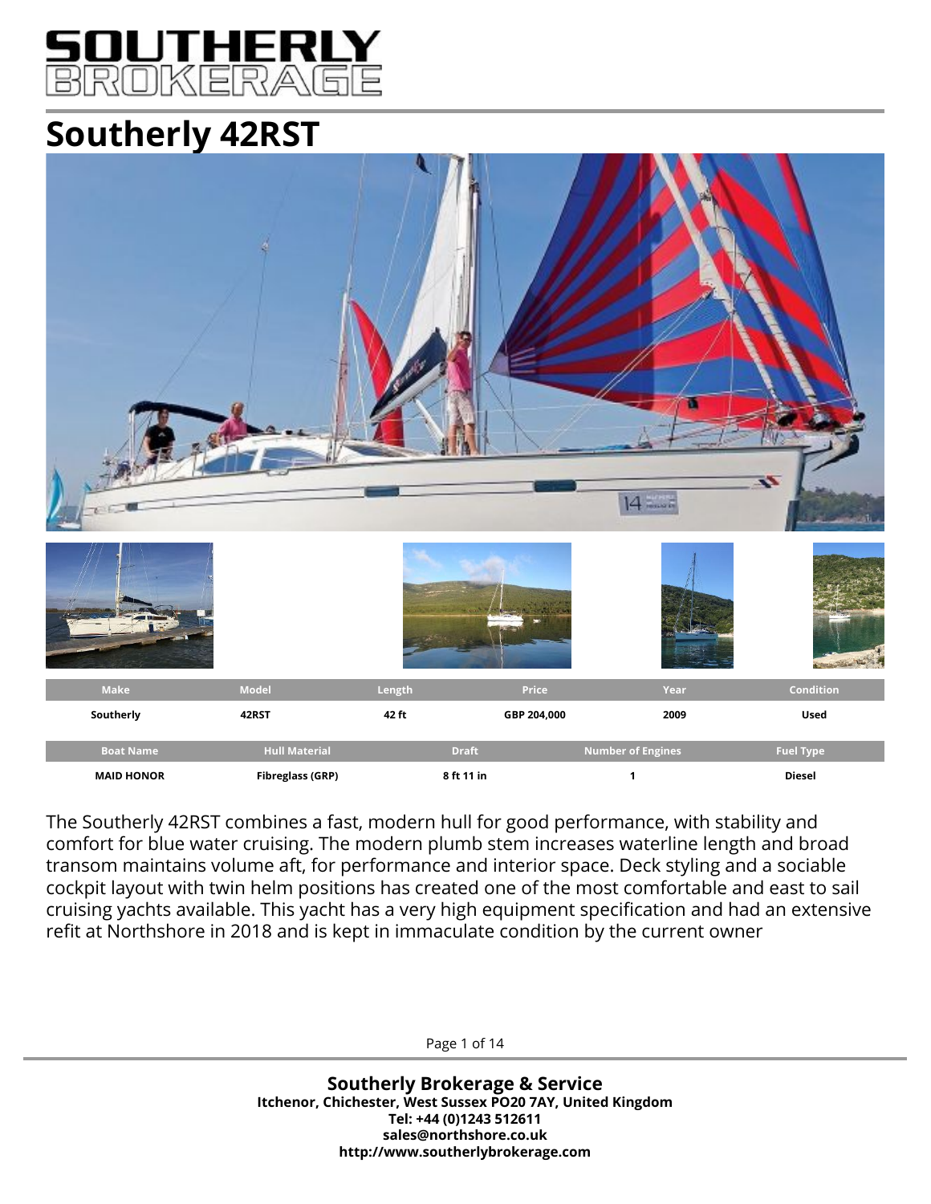# SOUTHERLY BROKERAGE

# Southerly 42RST

| Make | Model | Length | Price | Year | Condition |
|---|---|---|---|---|---|
| Southerly | 42RST | 42 ft | GBP 204,000 | 2009 | Used |

| Boat Name | Hull Material | Draft | Number of Engines | Fuel Type |
|---|---|---|---|---|
| MAID HONOR | Fibreglass (GRP) | 8 ft 11 in | 1 | Diesel |

The Southerly 42RST combines a fast, modern hull for good performance, with stability and comfort for blue water cruising. The modern plumb stem increases waterline length and broad transom maintains volume aft, for performance and interior space. Deck styling and a sociable cockpit layout with twin helm positions has created one of the most comfortable and east to sail cruising yachts available. This yacht has a very high equipment specification and had an extensive refit at Northshore in 2018 and is kept in immaculate condition by the current owner

**Southerly Brokerage & Service**
**Itchenor, Chichester, West Sussex PO20 7AY, United Kingdom**
**Tel: +44 (0)1243 512611**
**sales@northshore.co.uk**
**http://www.southerlybrokerage.com**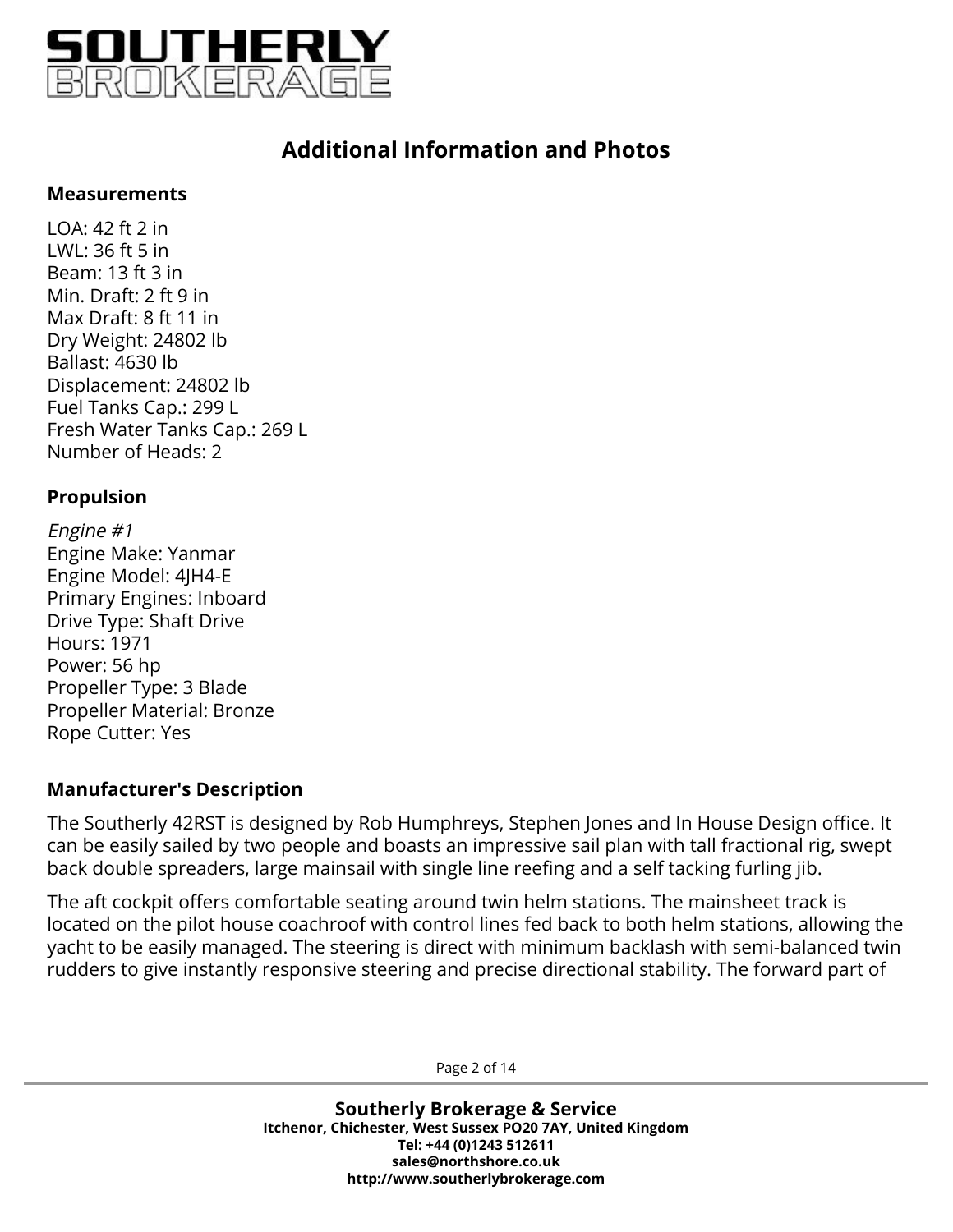## Additional Information and Photos

### Measurements

LOA: 42 ft 2 in
LWL: 36 ft 5 in
Beam: 13 ft 3 in
Min. Draft: 2 ft 9 in
Max Draft: 8 ft 11 in
Dry Weight: 24802 lb
Ballast: 4630 lb
Displacement: 24802 lb
Fuel Tanks Cap.: 299 L
Fresh Water Tanks Cap.: 269 L
Number of Heads: 2

### Propulsion

*Engine #1*
Engine Make: Yanmar
Engine Model: 4JH4-E
Primary Engines: Inboard
Drive Type: Shaft Drive
Hours: 1971
Power: 56 hp
Propeller Type: 3 Blade
Propeller Material: Bronze
Rope Cutter: Yes

### Manufacturer's Description

The Southerly 42RST is designed by Rob Humphreys, Stephen Jones and In House Design office. It can be easily sailed by two people and boasts an impressive sail plan with tall fractional rig, swept back double spreaders, large mainsail with single line reefing and a self tacking furling jib.

The aft cockpit offers comfortable seating around twin helm stations. The mainsheet track is located on the pilot house coachroof with control lines fed back to both helm stations, allowing the yacht to be easily managed. The steering is direct with minimum backlash with semi-balanced twin rudders to give instantly responsive steering and precise directional stability. The forward part of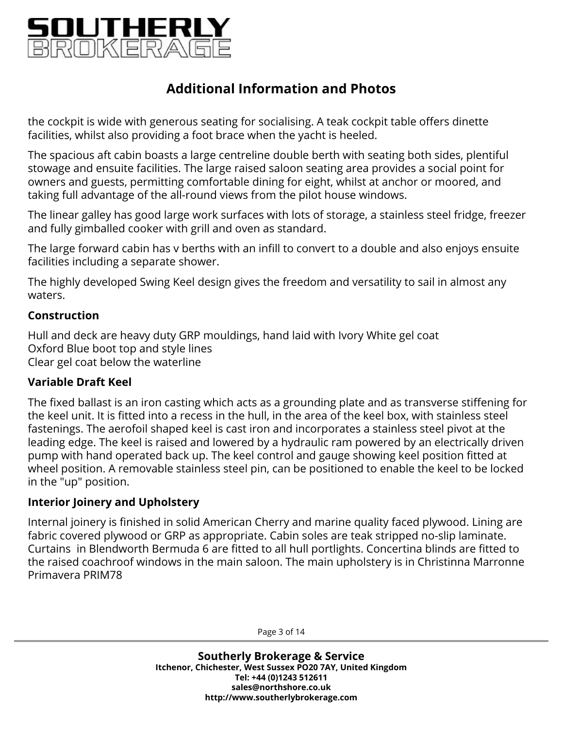## Additional Information and Photos

the cockpit is wide with generous seating for socialising. A teak cockpit table offers dinette facilities, whilst also providing a foot brace when the yacht is heeled.

The spacious aft cabin boasts a large centreline double berth with seating both sides, plentiful stowage and ensuite facilities. The large raised saloon seating area provides a social point for owners and guests, permitting comfortable dining for eight, whilst at anchor or moored, and taking full advantage of the all-round views from the pilot house windows.

The linear galley has good large work surfaces with lots of storage, a stainless steel fridge, freezer and fully gimballed cooker with grill and oven as standard.

The large forward cabin has v berths with an infill to convert to a double and also enjoys ensuite facilities including a separate shower.

The highly developed Swing Keel design gives the freedom and versatility to sail in almost any waters.

### Construction

Hull and deck are heavy duty GRP mouldings, hand laid with Ivory White gel coat
Oxford Blue boot top and style lines
Clear gel coat below the waterline

### Variable Draft Keel

The fixed ballast is an iron casting which acts as a grounding plate and as transverse stiffening for the keel unit. It is fitted into a recess in the hull, in the area of the keel box, with stainless steel fastenings. The aerofoil shaped keel is cast iron and incorporates a stainless steel pivot at the leading edge. The keel is raised and lowered by a hydraulic ram powered by an electrically driven pump with hand operated back up. The keel control and gauge showing keel position fitted at wheel position. A removable stainless steel pin, can be positioned to enable the keel to be locked in the "up" position.

### Interior Joinery and Upholstery

Internal joinery is finished in solid American Cherry and marine quality faced plywood. Lining are fabric covered plywood or GRP as appropriate. Cabin soles are teak stripped no-slip laminate. Curtains in Blendworth Bermuda 6 are fitted to all hull portlights. Concertina blinds are fitted to the raised coachroof windows in the main saloon. The main upholstery is in Christinna Marronne Primavera PRIM78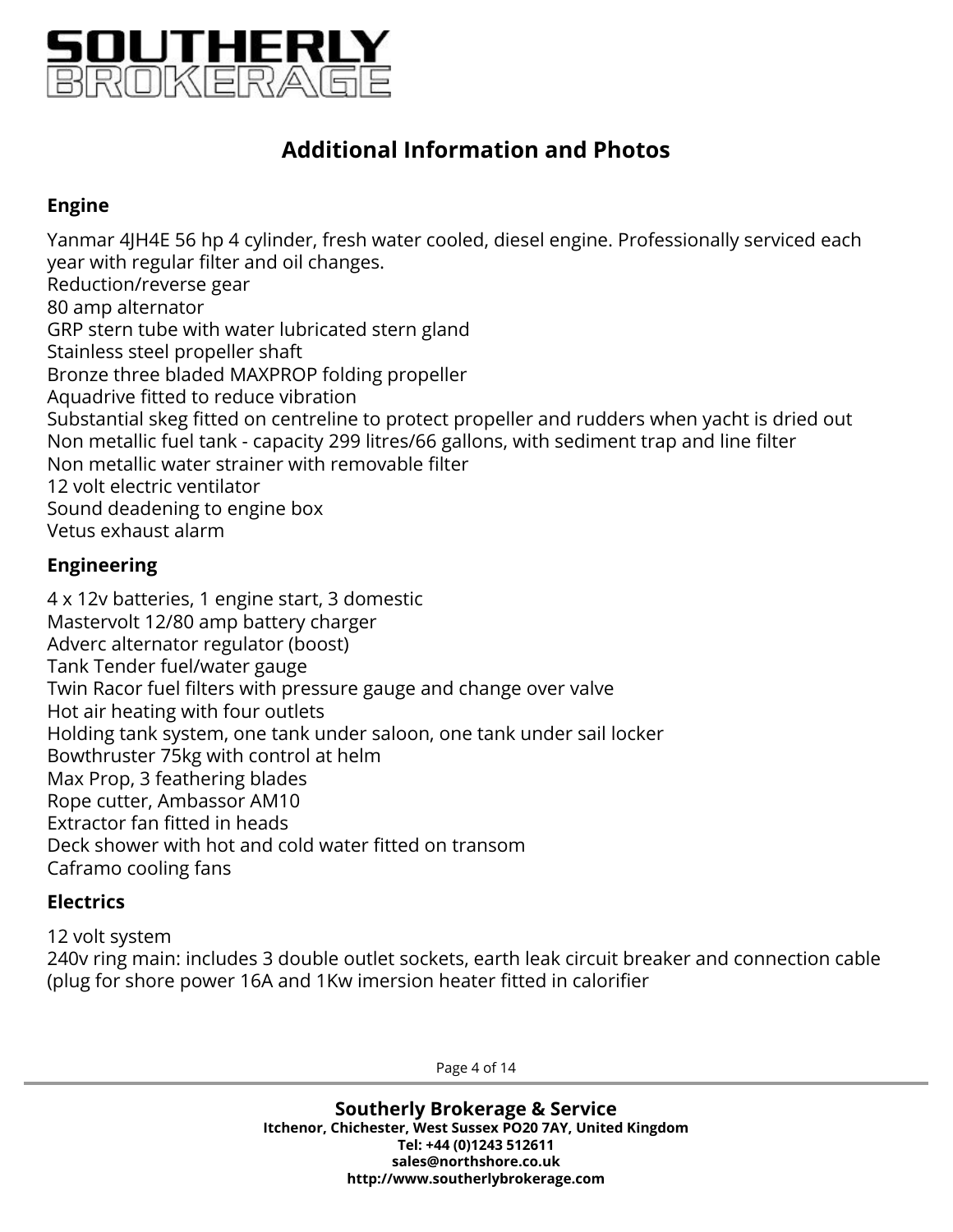## Additional Information and Photos

### Engine

Yanmar 4JH4E 56 hp 4 cylinder, fresh water cooled, diesel engine. Professionally serviced each year with regular filter and oil changes.
Reduction/reverse gear
80 amp alternator
GRP stern tube with water lubricated stern gland
Stainless steel propeller shaft
Bronze three bladed MAXPROP folding propeller
Aquadrive fitted to reduce vibration
Substantial skeg fitted on centreline to protect propeller and rudders when yacht is dried out
Non metallic fuel tank - capacity 299 litres/66 gallons, with sediment trap and line filter
Non metallic water strainer with removable filter
12 volt electric ventilator
Sound deadening to engine box
Vetus exhaust alarm

### Engineering

4 x 12v batteries, 1 engine start, 3 domestic
Mastervolt 12/80 amp battery charger
Adverc alternator regulator (boost)
Tank Tender fuel/water gauge
Twin Racor fuel filters with pressure gauge and change over valve
Hot air heating with four outlets
Holding tank system, one tank under saloon, one tank under sail locker
Bowthruster 75kg with control at helm
Max Prop, 3 feathering blades
Rope cutter, Ambassor AM10
Extractor fan fitted in heads
Deck shower with hot and cold water fitted on transom
Caframo cooling fans

### Electrics

12 volt system
240v ring main: includes 3 double outlet sockets, earth leak circuit breaker and connection cable (plug for shore power 16A and 1Kw imersion heater fitted in calorifier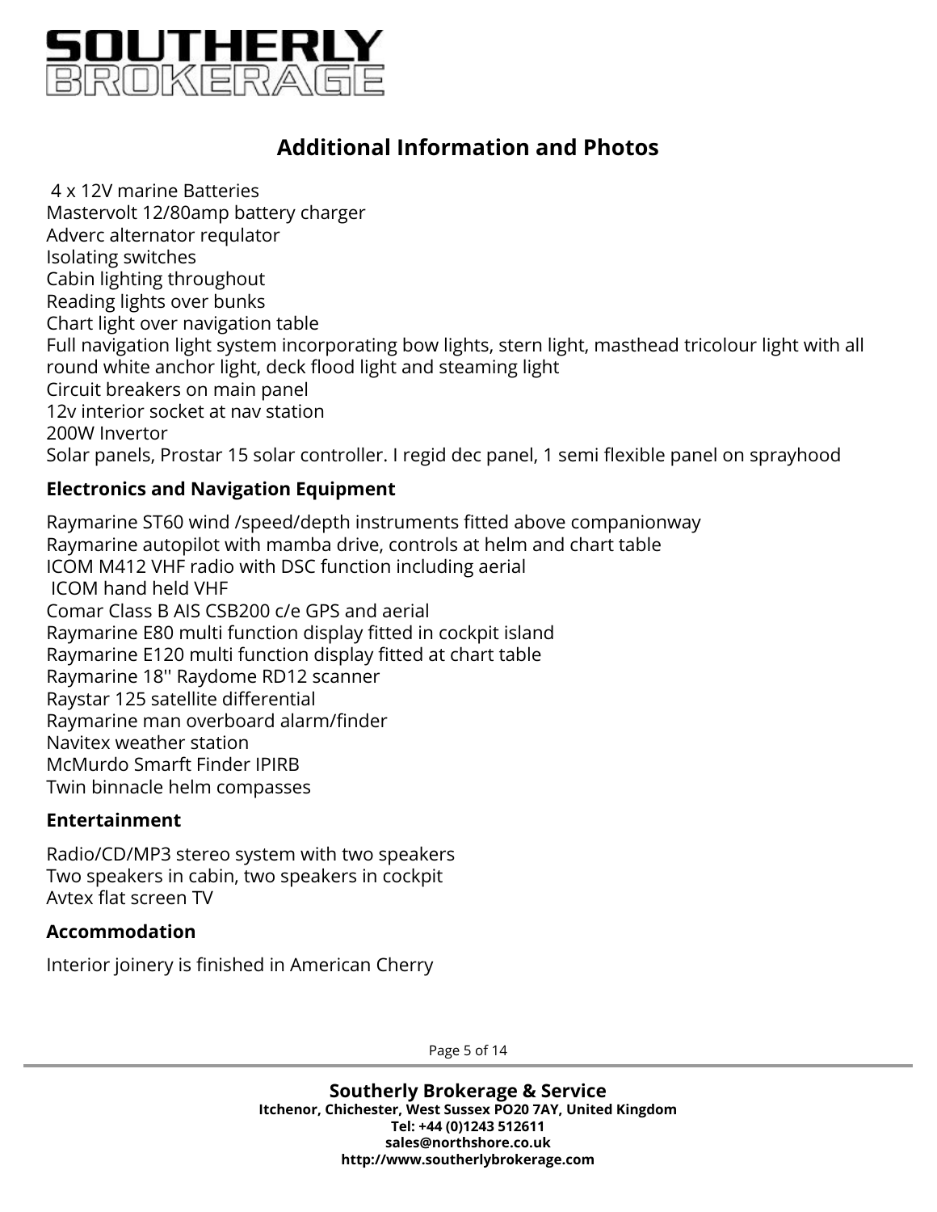## Additional Information and Photos

4 x 12V marine Batteries
Mastervolt 12/80amp battery charger
Adverc alternator requlator
Isolating switches
Cabin lighting throughout
Reading lights over bunks
Chart light over navigation table
Full navigation light system incorporating bow lights, stern light, masthead tricolour light with all round white anchor light, deck flood light and steaming light
Circuit breakers on main panel
12v interior socket at nav station
200W Invertor
Solar panels, Prostar 15 solar controller. I regid dec panel, 1 semi flexible panel on sprayhood

### Electronics and Navigation Equipment

Raymarine ST60 wind /speed/depth instruments fitted above companionway
Raymarine autopilot with mamba drive, controls at helm and chart table
ICOM M412 VHF radio with DSC function including aerial
ICOM hand held VHF
Comar Class B AIS CSB200 c/e GPS and aerial
Raymarine E80 multi function display fitted in cockpit island
Raymarine E120 multi function display fitted at chart table
Raymarine 18'' Raydome RD12 scanner
Raystar 125 satellite differential
Raymarine man overboard alarm/finder
Navitex weather station
McMurdo Smarft Finder IPIRB
Twin binnacle helm compasses

### Entertainment

Radio/CD/MP3 stereo system with two speakers
Two speakers in cabin, two speakers in cockpit
Avtex flat screen TV

### Accommodation

Interior joinery is finished in American Cherry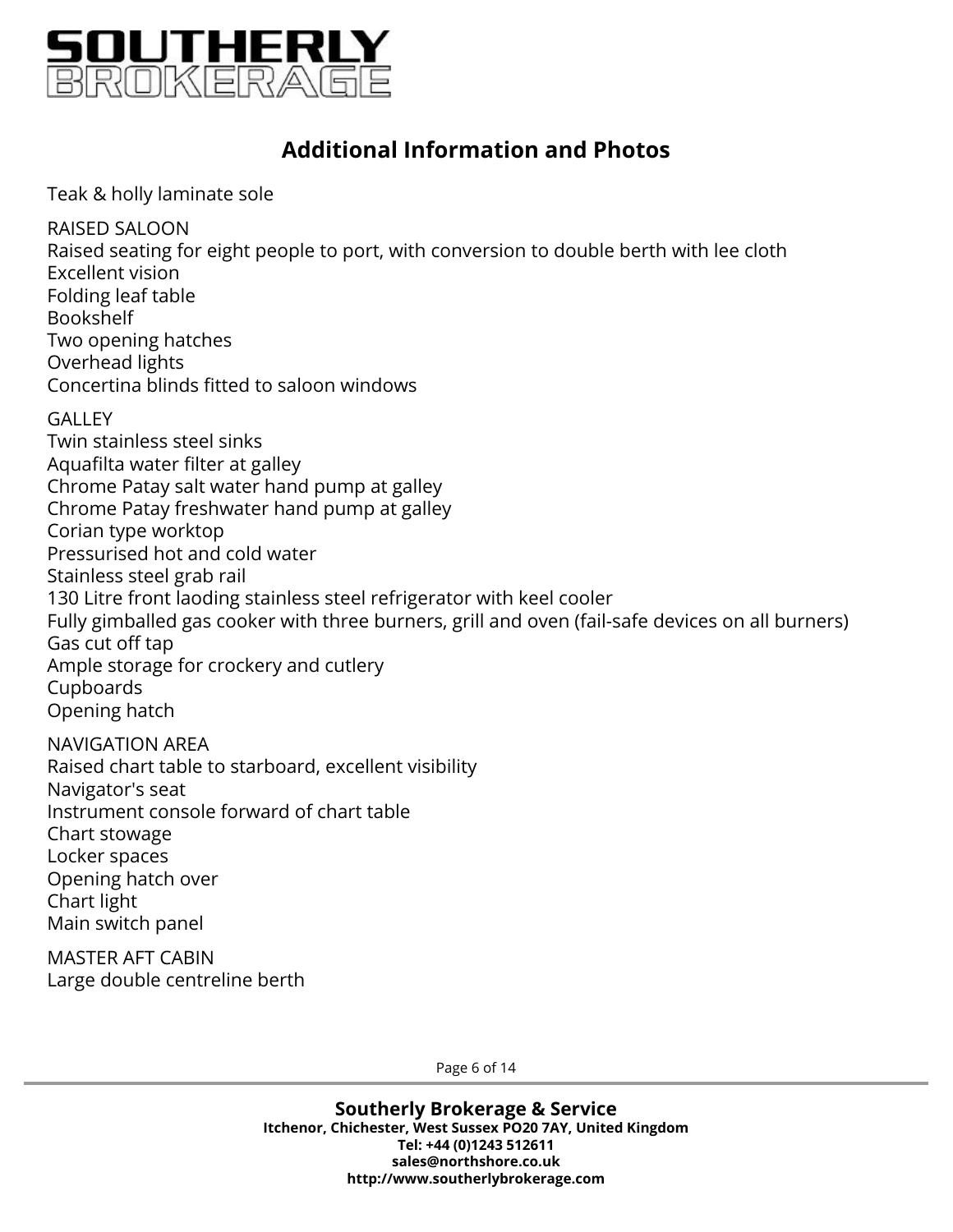## Additional Information and Photos

Teak & holly laminate sole

RAISED SALOON
Raised seating for eight people to port, with conversion to double berth with lee cloth
Excellent vision
Folding leaf table
Bookshelf
Two opening hatches
Overhead lights
Concertina blinds fitted to saloon windows

GALLEY
Twin stainless steel sinks
Aquafilta water filter at galley
Chrome Patay salt water hand pump at galley
Chrome Patay freshwater hand pump at galley
Corian type worktop
Pressurised hot and cold water
Stainless steel grab rail
130 Litre front laoding stainless steel refrigerator with keel cooler
Fully gimballed gas cooker with three burners, grill and oven (fail-safe devices on all burners)
Gas cut off tap
Ample storage for crockery and cutlery
Cupboards
Opening hatch

NAVIGATION AREA
Raised chart table to starboard, excellent visibility
Navigator's seat
Instrument console forward of chart table
Chart stowage
Locker spaces
Opening hatch over
Chart light
Main switch panel

MASTER AFT CABIN
Large double centreline berth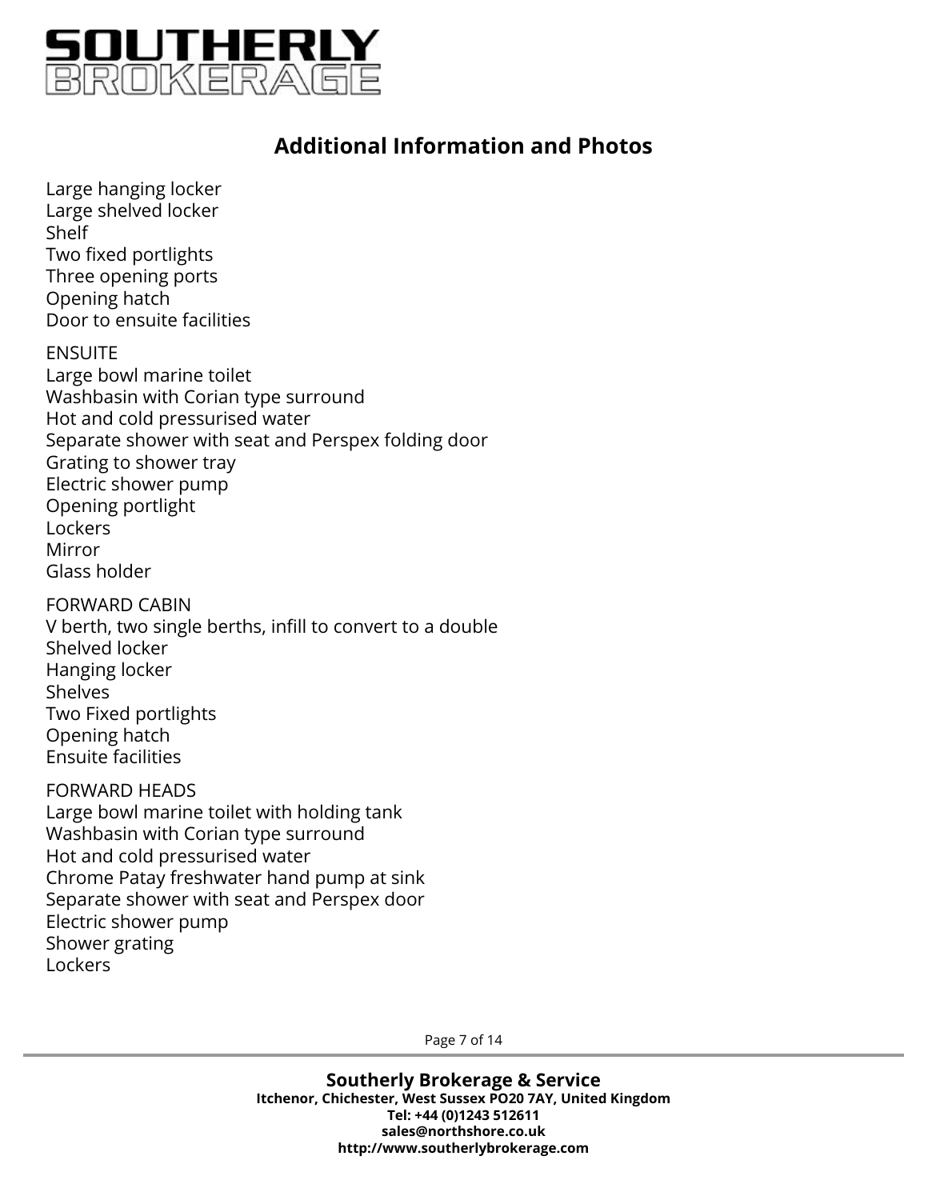## Additional Information and Photos

Large hanging locker
Large shelved locker
Shelf
Two fixed portlights
Three opening ports
Opening hatch
Door to ensuite facilities

ENSUITE
Large bowl marine toilet
Washbasin with Corian type surround
Hot and cold pressurised water
Separate shower with seat and Perspex folding door
Grating to shower tray
Electric shower pump
Opening portlight
Lockers
Mirror
Glass holder

FORWARD CABIN
V berth, two single berths, infill to convert to a double
Shelved locker
Hanging locker
Shelves
Two Fixed portlights
Opening hatch
Ensuite facilities

FORWARD HEADS
Large bowl marine toilet with holding tank
Washbasin with Corian type surround
Hot and cold pressurised water
Chrome Patay freshwater hand pump at sink
Separate shower with seat and Perspex door
Electric shower pump
Shower grating
Lockers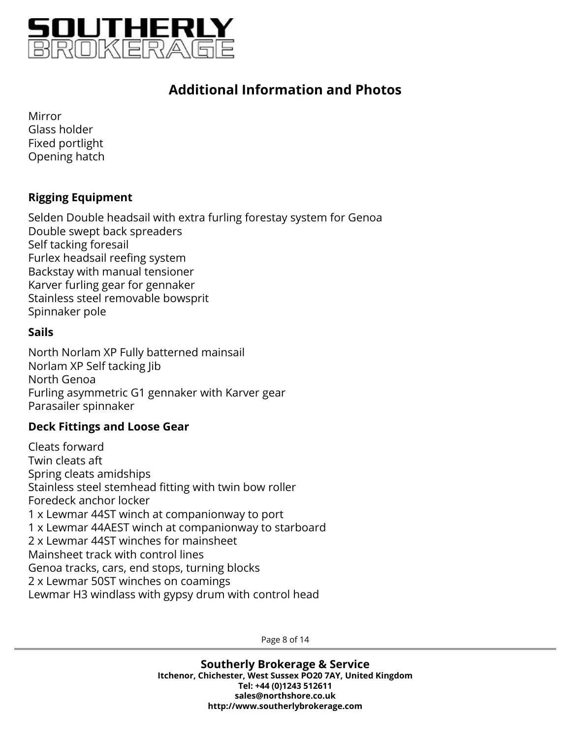## Additional Information and Photos

Mirror
Glass holder
Fixed portlight
Opening hatch

### Rigging Equipment

Selden Double headsail with extra furling forestay system for Genoa
Double swept back spreaders
Self tacking foresail
Furlex headsail reefing system
Backstay with manual tensioner
Karver furling gear for gennaker
Stainless steel removable bowsprit
Spinnaker pole

### Sails

North Norlam XP Fully batterned mainsail
Norlam XP Self tacking Jib
North Genoa
Furling asymmetric G1 gennaker with Karver gear
Parasailer spinnaker

### Deck Fittings and Loose Gear

Cleats forward
Twin cleats aft
Spring cleats amidships
Stainless steel stemhead fitting with twin bow roller
Foredeck anchor locker
1 x Lewmar 44ST winch at companionway to port
1 x Lewmar 44AEST winch at companionway to starboard
2 x Lewmar 44ST winches for mainsheet
Mainsheet track with control lines
Genoa tracks, cars, end stops, turning blocks
2 x Lewmar 50ST winches on coamings
Lewmar H3 windlass with gypsy drum with control head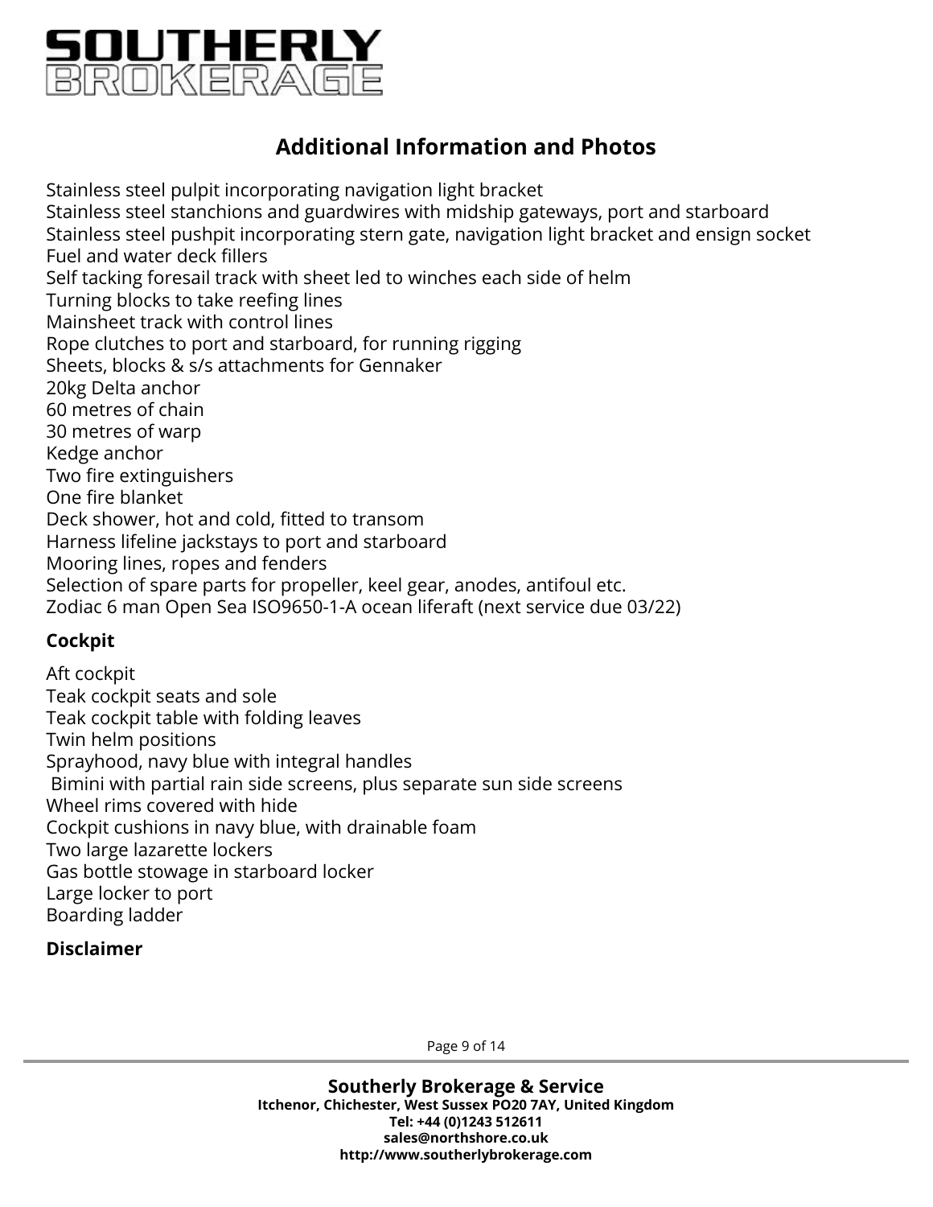## Additional Information and Photos

Stainless steel pulpit incorporating navigation light bracket
Stainless steel stanchions and guardwires with midship gateways, port and starboard
Stainless steel pushpit incorporating stern gate, navigation light bracket and ensign socket
Fuel and water deck fillers
Self tacking foresail track with sheet led to winches each side of helm
Turning blocks to take reefing lines
Mainsheet track with control lines
Rope clutches to port and starboard, for running rigging
Sheets, blocks & s/s attachments for Gennaker
20kg Delta anchor
60 metres of chain
30 metres of warp
Kedge anchor
Two fire extinguishers
One fire blanket
Deck shower, hot and cold, fitted to transom
Harness lifeline jackstays to port and starboard
Mooring lines, ropes and fenders
Selection of spare parts for propeller, keel gear, anodes, antifoul etc.
Zodiac 6 man Open Sea ISO9650-1-A ocean liferaft (next service due 03/22)

### Cockpit

Aft cockpit
Teak cockpit seats and sole
Teak cockpit table with folding leaves
Twin helm positions
Sprayhood, navy blue with integral handles
Bimini with partial rain side screens, plus separate sun side screens
Wheel rims covered with hide
Cockpit cushions in navy blue, with drainable foam
Two large lazarette lockers
Gas bottle stowage in starboard locker
Large locker to port
Boarding ladder

### Disclaimer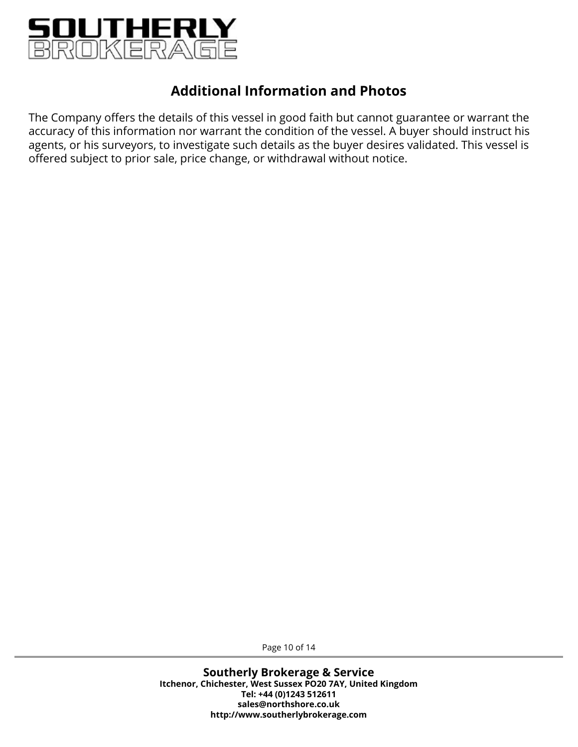## Additional Information and Photos

The Company offers the details of this vessel in good faith but cannot guarantee or warrant the accuracy of this information nor warrant the condition of the vessel. A buyer should instruct his agents, or his surveyors, to investigate such details as the buyer desires validated. This vessel is offered subject to prior sale, price change, or withdrawal without notice.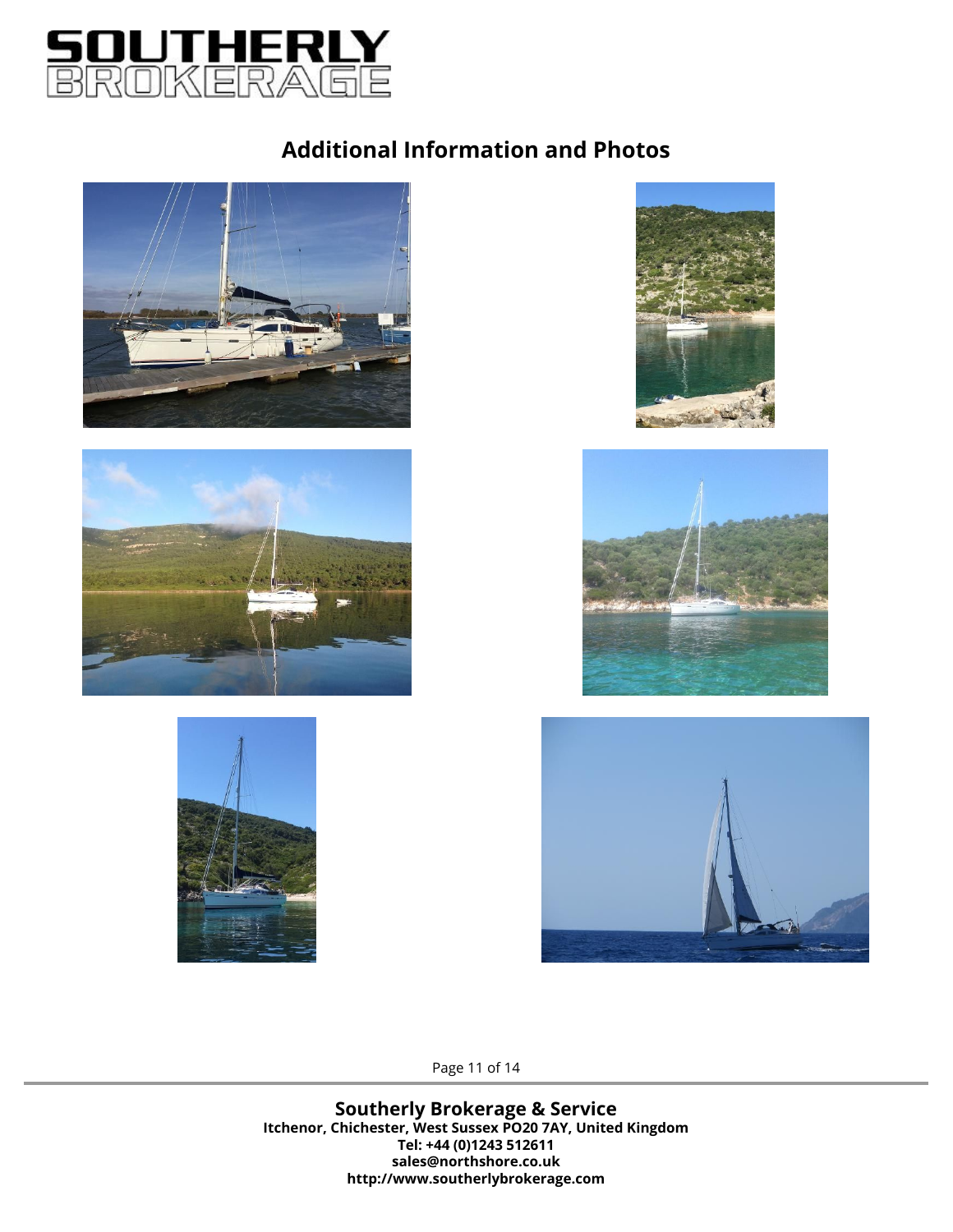## Additional Information and Photos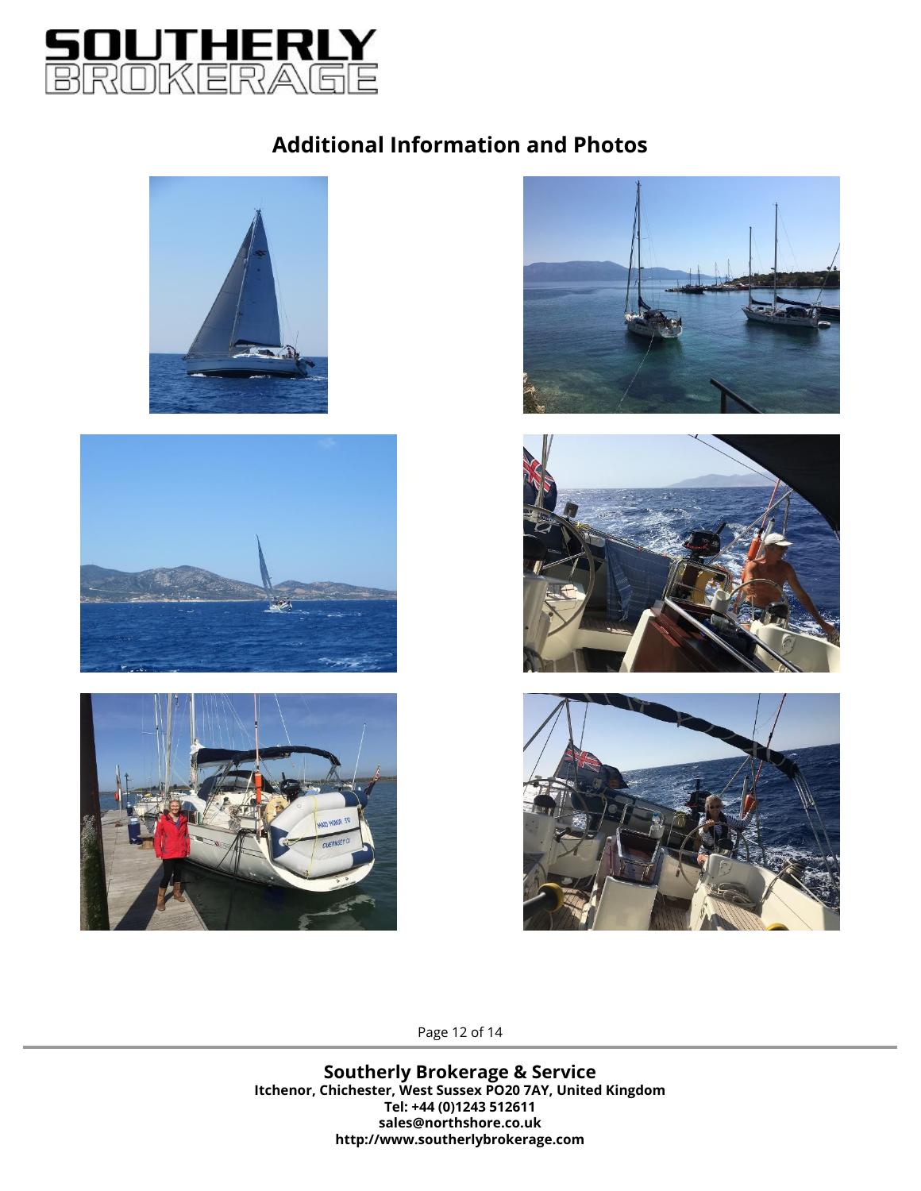## Additional Information and Photos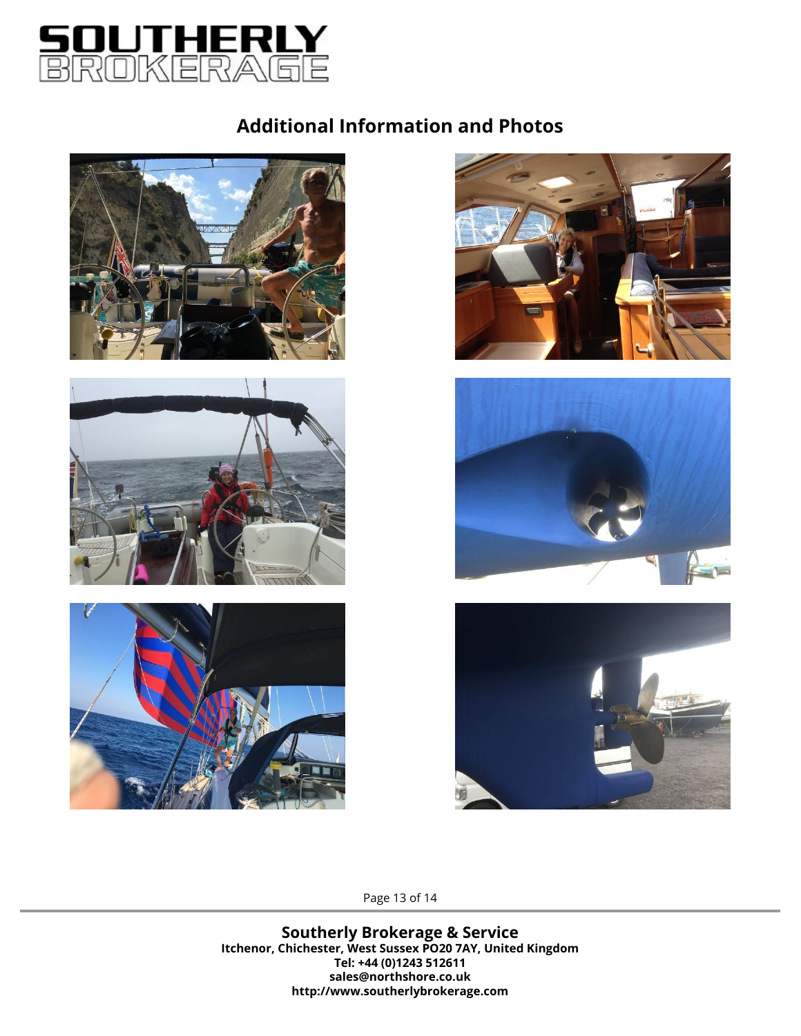## Additional Information and Photos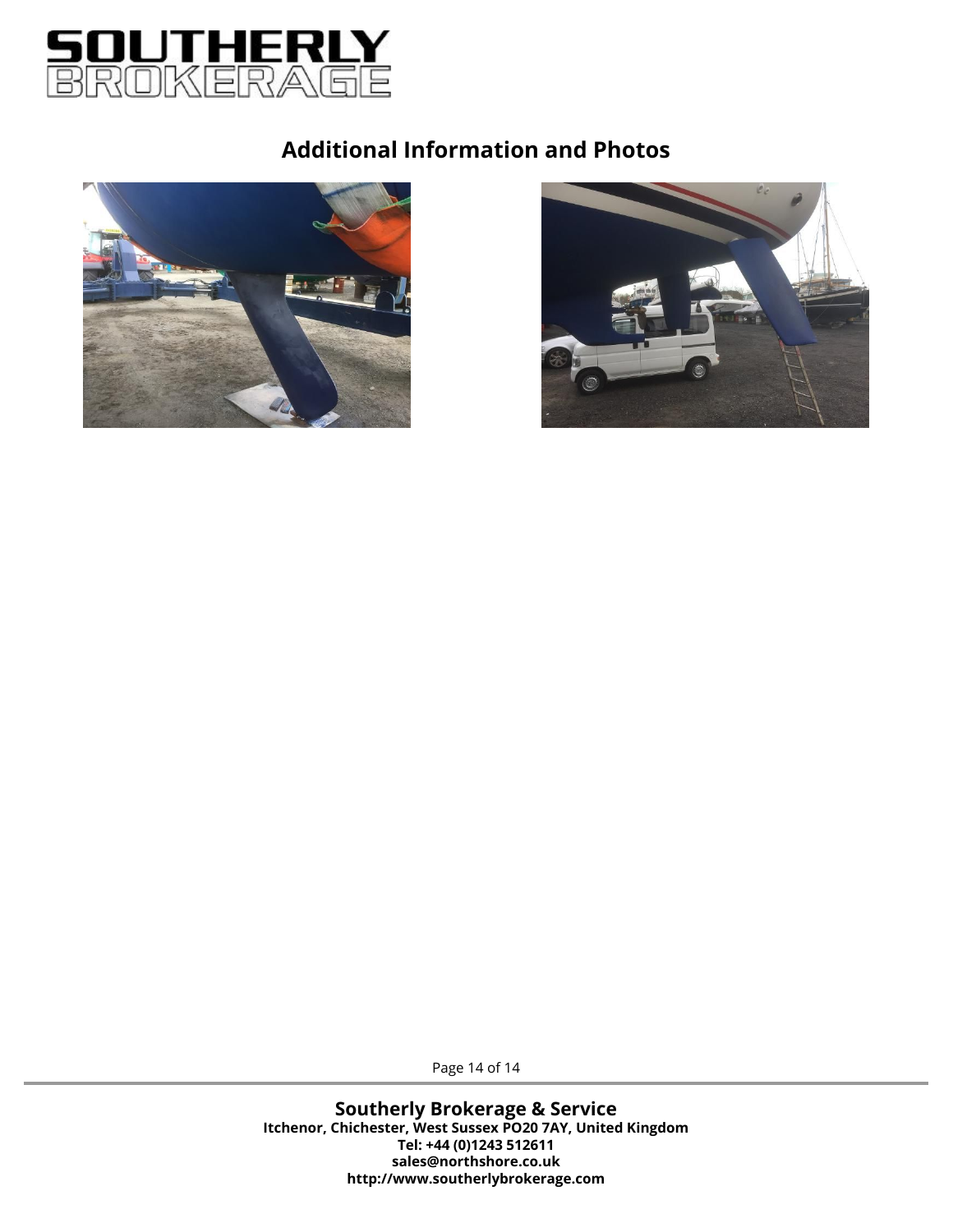## Additional Information and Photos